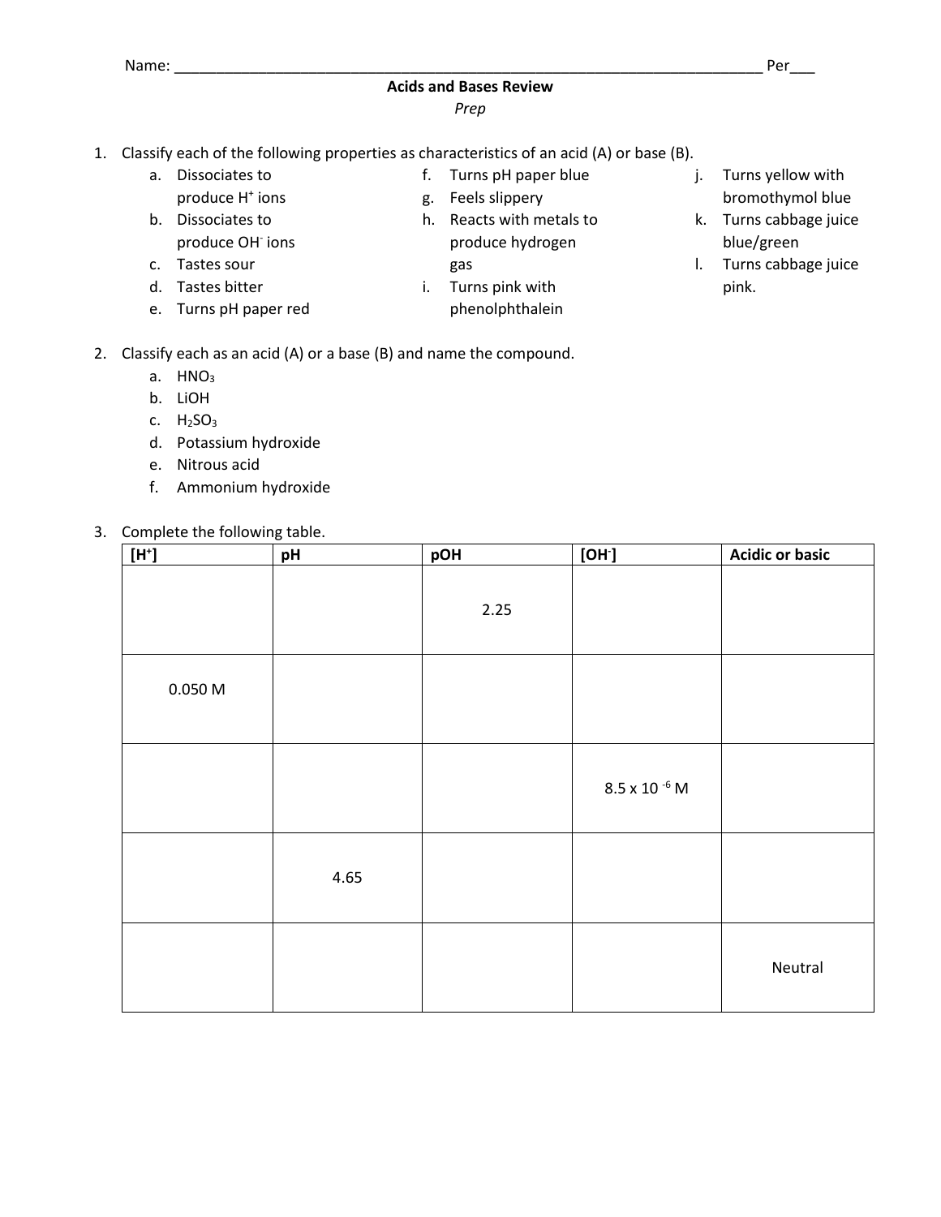Name: ___________________________________________________________________________ Per___

**Acids and Bases Review**

*Prep*

1. Classify each of the following properties as characteristics of an acid (A) or base (B).
   a. Dissociates to produce $H^+$ ions
   b. Dissociates to produce $OH^-$ ions
   c. Tastes sour
   d. Tastes bitter
   e. Turns pH paper red
   f. Turns pH paper blue
   g. Feels slippery
   h. Reacts with metals to produce hydrogen gas
   i. Turns pink with phenolphthalein
   j. Turns yellow with bromothymol blue
   k. Turns cabbage juice blue/green
   l. Turns cabbage juice pink.

2. Classify each as an acid (A) or a base (B) and name the compound.
   a. $HNO_3$
   b. LiOH
   c. $H_2SO_3$
   d. Potassium hydroxide
   e. Nitrous acid
   f. Ammonium hydroxide

3. Complete the following table.

| $[H^+]$ | pH | pOH | $[OH^-]$ | Acidic or basic |
|---|---|---|---|---|
| | | 2.25 | | |
| 0.050 M | | | | |
| | | | $8.5 \times 10^{-6}$ M | |
| | 4.65 | | | |
| | | | | Neutral |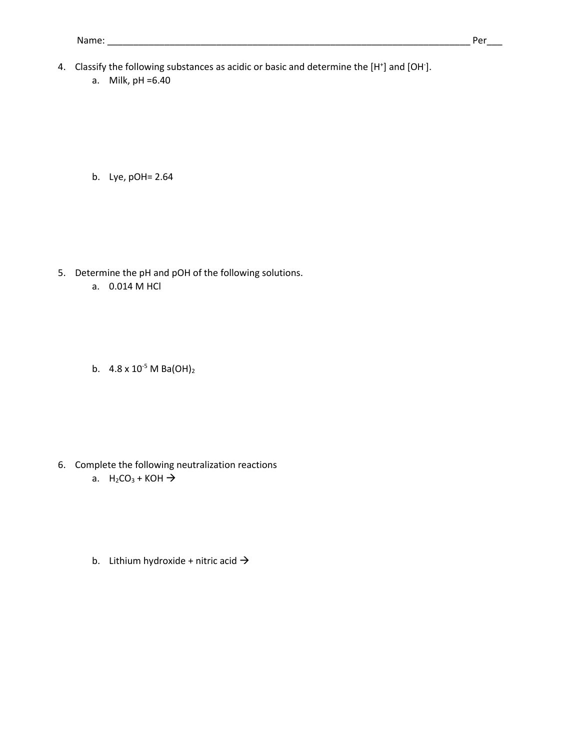Name: ______________________________________________________________________________ Per___

4. Classify the following substances as acidic or basic and determine the $[H^+]$ and $[OH^-]$.
   a. Milk, pH =6.40

   b. Lye, pOH= 2.64

5. Determine the pH and pOH of the following solutions.
   a. 0.014 M HCl

   b. $4.8 \times 10^{-5}$ M $Ba(OH)_2$

6. Complete the following neutralization reactions
   a. $H_2CO_3 + KOH \rightarrow$

   b. Lithium hydroxide + nitric acid $\rightarrow$